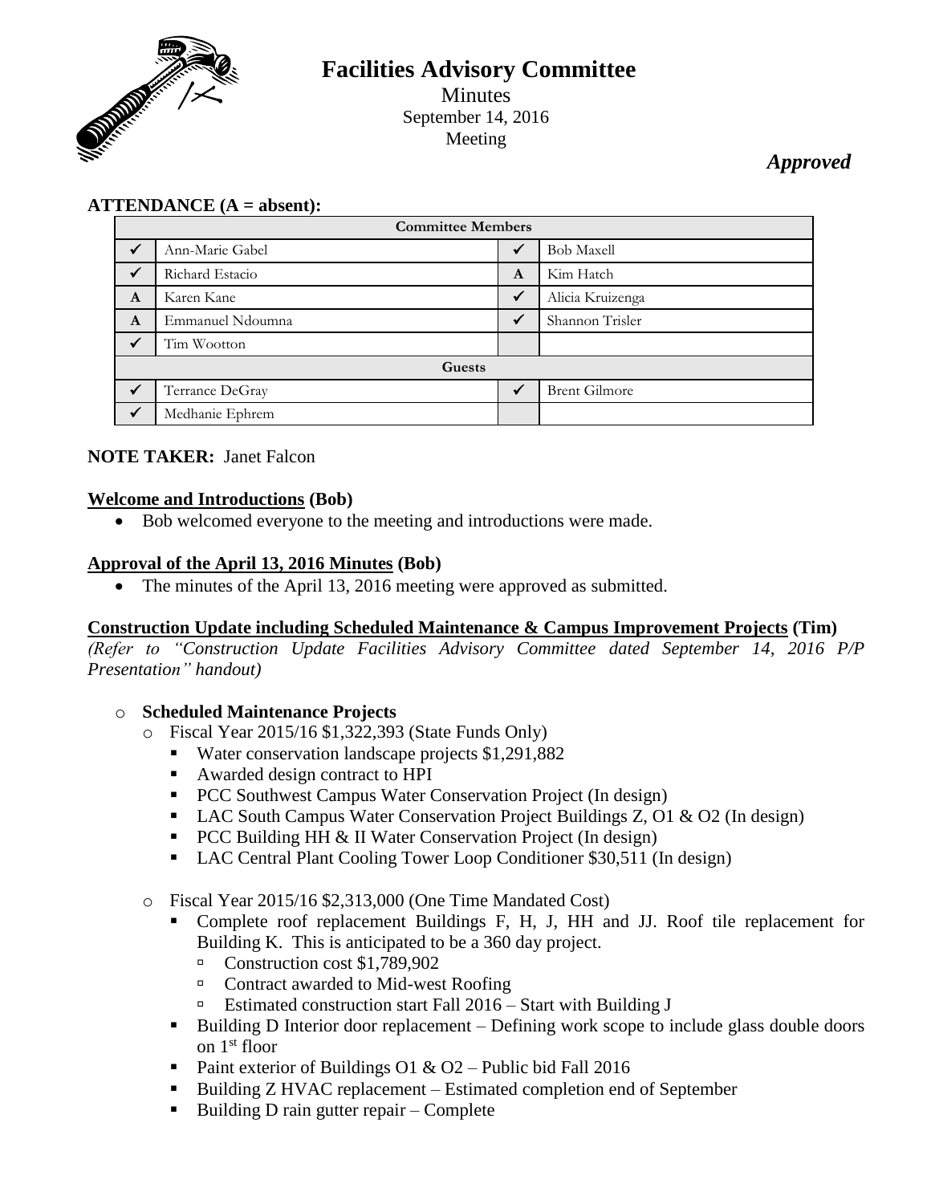# Facilities Advisory Committee

Minutes
September 14, 2016
Meeting

*Approved*

**ATTENDANCE (A = absent):**

| Committee Members | | | |
|---|---|---|---|
| ✓ | Ann-Marie Gabel | ✓ | Bob Maxell |
| ✓ | Richard Estacio | A | Kim Hatch |
| A | Karen Kane | ✓ | Alicia Kruizenga |
| A | Emmanuel Ndoumna | ✓ | Shannon Trisler |
| ✓ | Tim Wootton | | |
| **Guests** | | | |
| ✓ | Terrance DeGray | ✓ | Brent Gilmore |
| ✓ | Medhanie Ephrem | | |

**NOTE TAKER:** Janet Falcon

**Welcome and Introductions (Bob)**

- Bob welcomed everyone to the meeting and introductions were made.

**Approval of the April 13, 2016 Minutes (Bob)**

- The minutes of the April 13, 2016 meeting were approved as submitted.

**Construction Update including Scheduled Maintenance & Campus Improvement Projects (Tim)**

*(Refer to "Construction Update Facilities Advisory Committee dated September 14, 2016 P/P Presentation" handout)*

- **Scheduled Maintenance Projects**
  - Fiscal Year 2015/16 $1,322,393 (State Funds Only)
    - Water conservation landscape projects $1,291,882
    - Awarded design contract to HPI
    - PCC Southwest Campus Water Conservation Project (In design)
    - LAC South Campus Water Conservation Project Buildings Z, O1 & O2 (In design)
    - PCC Building HH & II Water Conservation Project (In design)
    - LAC Central Plant Cooling Tower Loop Conditioner $30,511 (In design)
  - Fiscal Year 2015/16 $2,313,000 (One Time Mandated Cost)
    - Complete roof replacement Buildings F, H, J, HH and JJ. Roof tile replacement for Building K. This is anticipated to be a 360 day project.
      - Construction cost $1,789,902
      - Contract awarded to Mid-west Roofing
      - Estimated construction start Fall 2016 – Start with Building J
    - Building D Interior door replacement – Defining work scope to include glass double doors on 1st floor
    - Paint exterior of Buildings O1 & O2 – Public bid Fall 2016
    - Building Z HVAC replacement – Estimated completion end of September
    - Building D rain gutter repair – Complete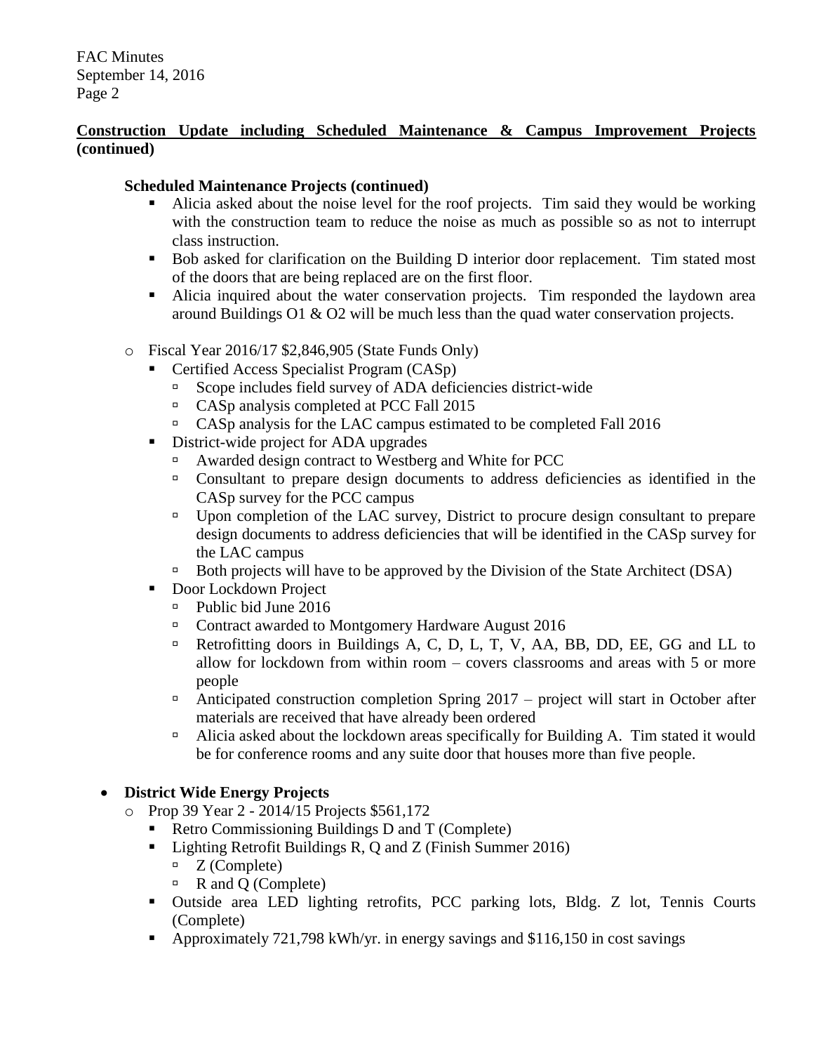**Construction Update including Scheduled Maintenance & Campus Improvement Projects (continued)**

**Scheduled Maintenance Projects (continued)**

- Alicia asked about the noise level for the roof projects. Tim said they would be working with the construction team to reduce the noise as much as possible so as not to interrupt class instruction.
- Bob asked for clarification on the Building D interior door replacement. Tim stated most of the doors that are being replaced are on the first floor.
- Alicia inquired about the water conservation projects. Tim responded the laydown area around Buildings O1 & O2 will be much less than the quad water conservation projects.

- Fiscal Year 2016/17 $2,846,905 (State Funds Only)
  - Certified Access Specialist Program (CASp)
    - Scope includes field survey of ADA deficiencies district-wide
    - CASp analysis completed at PCC Fall 2015
    - CASp analysis for the LAC campus estimated to be completed Fall 2016
  - District-wide project for ADA upgrades
    - Awarded design contract to Westberg and White for PCC
    - Consultant to prepare design documents to address deficiencies as identified in the CASp survey for the PCC campus
    - Upon completion of the LAC survey, District to procure design consultant to prepare design documents to address deficiencies that will be identified in the CASp survey for the LAC campus
    - Both projects will have to be approved by the Division of the State Architect (DSA)
  - Door Lockdown Project
    - Public bid June 2016
    - Contract awarded to Montgomery Hardware August 2016
    - Retrofitting doors in Buildings A, C, D, L, T, V, AA, BB, DD, EE, GG and LL to allow for lockdown from within room – covers classrooms and areas with 5 or more people
    - Anticipated construction completion Spring 2017 – project will start in October after materials are received that have already been ordered
    - Alicia asked about the lockdown areas specifically for Building A. Tim stated it would be for conference rooms and any suite door that houses more than five people.

- **District Wide Energy Projects**
  - Prop 39 Year 2 - 2014/15 Projects $561,172
    - Retro Commissioning Buildings D and T (Complete)
    - Lighting Retrofit Buildings R, Q and Z (Finish Summer 2016)
      - Z (Complete)
      - R and Q (Complete)
    - Outside area LED lighting retrofits, PCC parking lots, Bldg. Z lot, Tennis Courts (Complete)
    - Approximately 721,798 kWh/yr. in energy savings and $116,150 in cost savings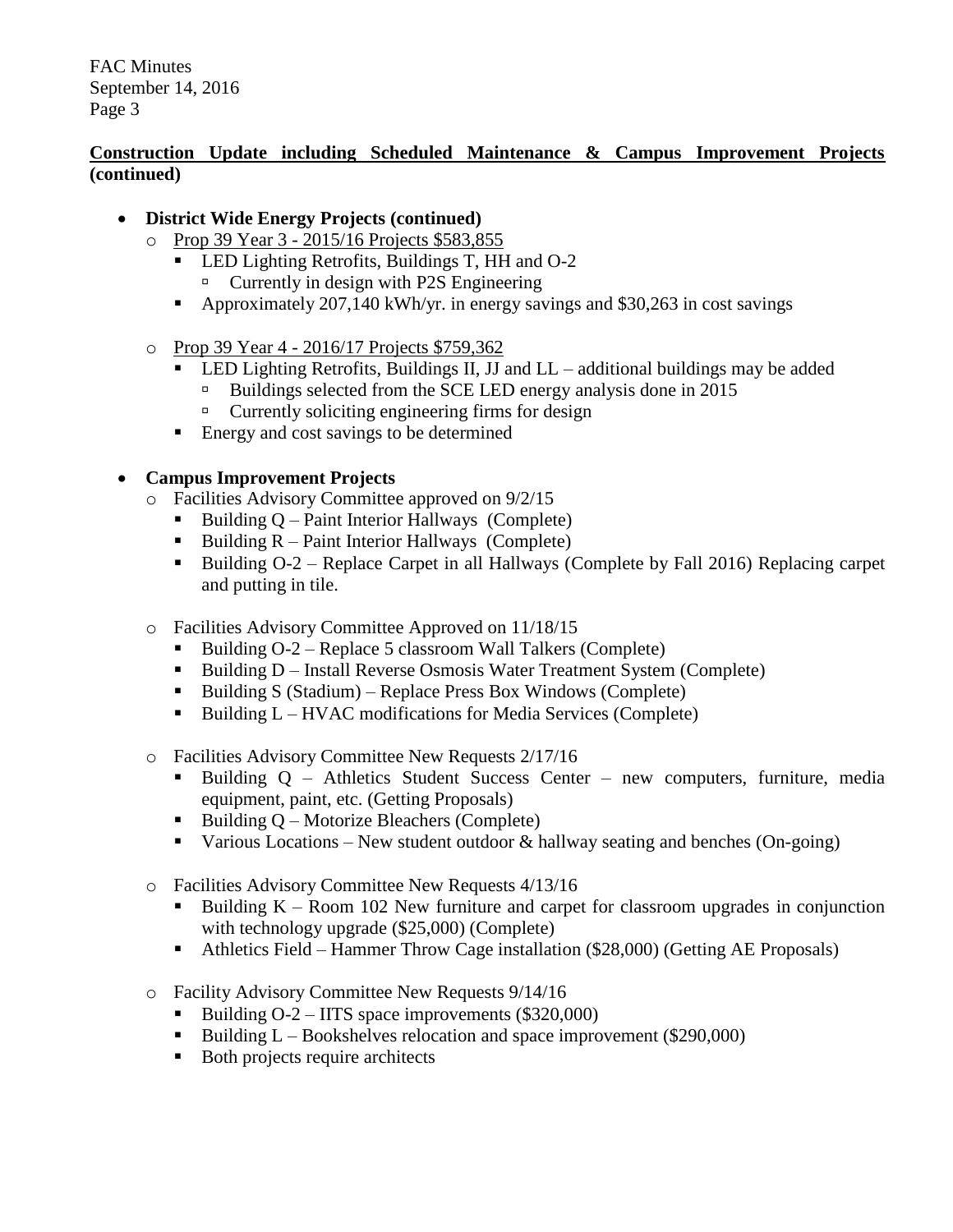**Construction Update including Scheduled Maintenance & Campus Improvement Projects (continued)**

- **District Wide Energy Projects (continued)**
  - Prop 39 Year 3 - 2015/16 Projects $583,855
    - LED Lighting Retrofits, Buildings T, HH and O-2
      - Currently in design with P2S Engineering
    - Approximately 207,140 kWh/yr. in energy savings and $30,263 in cost savings
  - Prop 39 Year 4 - 2016/17 Projects $759,362
    - LED Lighting Retrofits, Buildings II, JJ and LL – additional buildings may be added
      - Buildings selected from the SCE LED energy analysis done in 2015
      - Currently soliciting engineering firms for design
    - Energy and cost savings to be determined

- **Campus Improvement Projects**
  - Facilities Advisory Committee approved on 9/2/15
    - Building Q – Paint Interior Hallways (Complete)
    - Building R – Paint Interior Hallways (Complete)
    - Building O-2 – Replace Carpet in all Hallways (Complete by Fall 2016) Replacing carpet and putting in tile.
  - Facilities Advisory Committee Approved on 11/18/15
    - Building O-2 – Replace 5 classroom Wall Talkers (Complete)
    - Building D – Install Reverse Osmosis Water Treatment System (Complete)
    - Building S (Stadium) – Replace Press Box Windows (Complete)
    - Building L – HVAC modifications for Media Services (Complete)
  - Facilities Advisory Committee New Requests 2/17/16
    - Building Q – Athletics Student Success Center – new computers, furniture, media equipment, paint, etc. (Getting Proposals)
    - Building Q – Motorize Bleachers (Complete)
    - Various Locations – New student outdoor & hallway seating and benches (On-going)
  - Facilities Advisory Committee New Requests 4/13/16
    - Building K – Room 102 New furniture and carpet for classroom upgrades in conjunction with technology upgrade ($25,000) (Complete)
    - Athletics Field – Hammer Throw Cage installation ($28,000) (Getting AE Proposals)
  - Facility Advisory Committee New Requests 9/14/16
    - Building O-2 – IITS space improvements ($320,000)
    - Building L – Bookshelves relocation and space improvement ($290,000)
    - Both projects require architects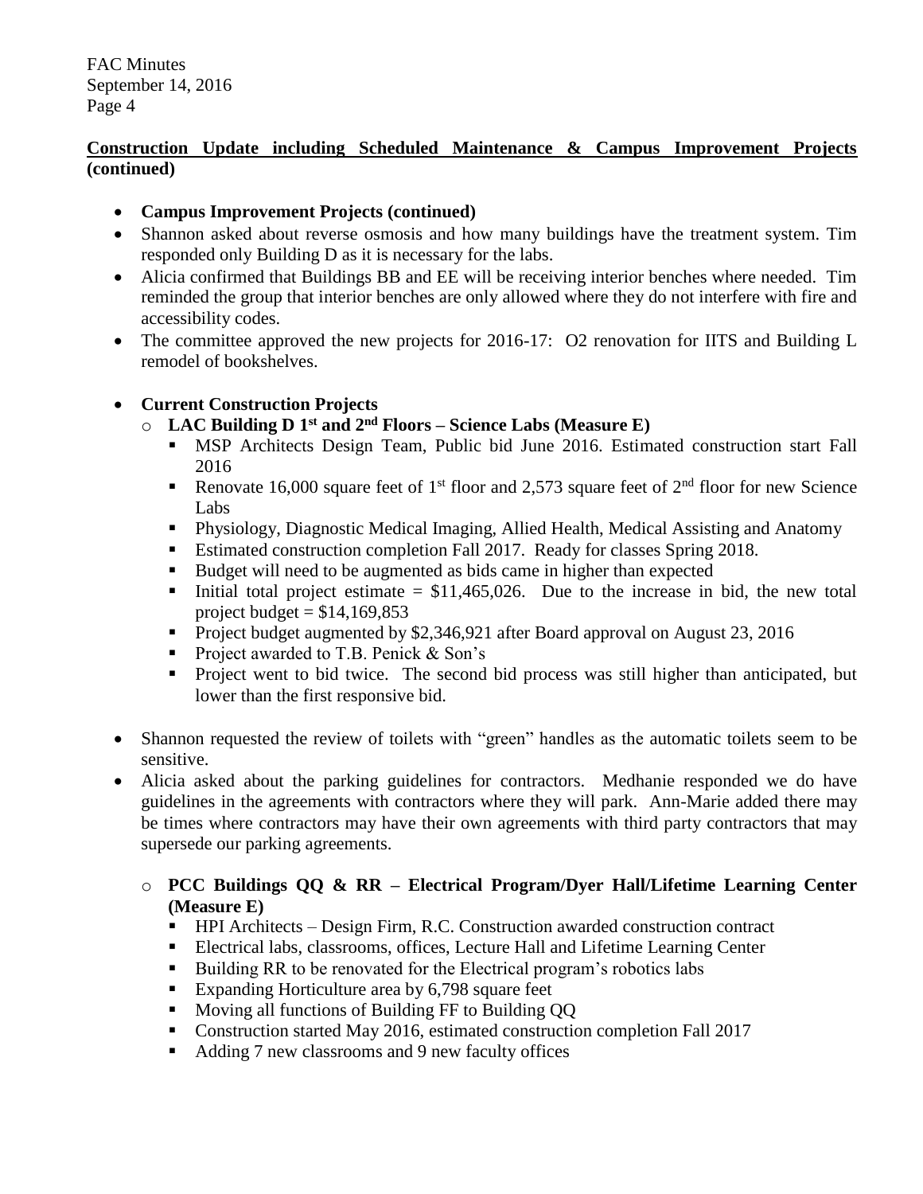**Construction Update including Scheduled Maintenance & Campus Improvement Projects (continued)**

- **Campus Improvement Projects (continued)**
- Shannon asked about reverse osmosis and how many buildings have the treatment system. Tim responded only Building D as it is necessary for the labs.
- Alicia confirmed that Buildings BB and EE will be receiving interior benches where needed. Tim reminded the group that interior benches are only allowed where they do not interfere with fire and accessibility codes.
- The committee approved the new projects for 2016-17: O2 renovation for IITS and Building L remodel of bookshelves.

- **Current Construction Projects**
  - **LAC Building D 1st and 2nd Floors – Science Labs (Measure E)**
    - MSP Architects Design Team, Public bid June 2016. Estimated construction start Fall 2016
    - Renovate 16,000 square feet of 1st floor and 2,573 square feet of 2nd floor for new Science Labs
    - Physiology, Diagnostic Medical Imaging, Allied Health, Medical Assisting and Anatomy
    - Estimated construction completion Fall 2017. Ready for classes Spring 2018.
    - Budget will need to be augmented as bids came in higher than expected
    - Initial total project estimate = $11,465,026. Due to the increase in bid, the new total project budget = $14,169,853
    - Project budget augmented by $2,346,921 after Board approval on August 23, 2016
    - Project awarded to T.B. Penick & Son's
    - Project went to bid twice. The second bid process was still higher than anticipated, but lower than the first responsive bid.

- Shannon requested the review of toilets with "green" handles as the automatic toilets seem to be sensitive.
- Alicia asked about the parking guidelines for contractors. Medhanie responded we do have guidelines in the agreements with contractors where they will park. Ann-Marie added there may be times where contractors may have their own agreements with third party contractors that may supersede our parking agreements.

  - **PCC Buildings QQ & RR – Electrical Program/Dyer Hall/Lifetime Learning Center (Measure E)**
    - HPI Architects – Design Firm, R.C. Construction awarded construction contract
    - Electrical labs, classrooms, offices, Lecture Hall and Lifetime Learning Center
    - Building RR to be renovated for the Electrical program's robotics labs
    - Expanding Horticulture area by 6,798 square feet
    - Moving all functions of Building FF to Building QQ
    - Construction started May 2016, estimated construction completion Fall 2017
    - Adding 7 new classrooms and 9 new faculty offices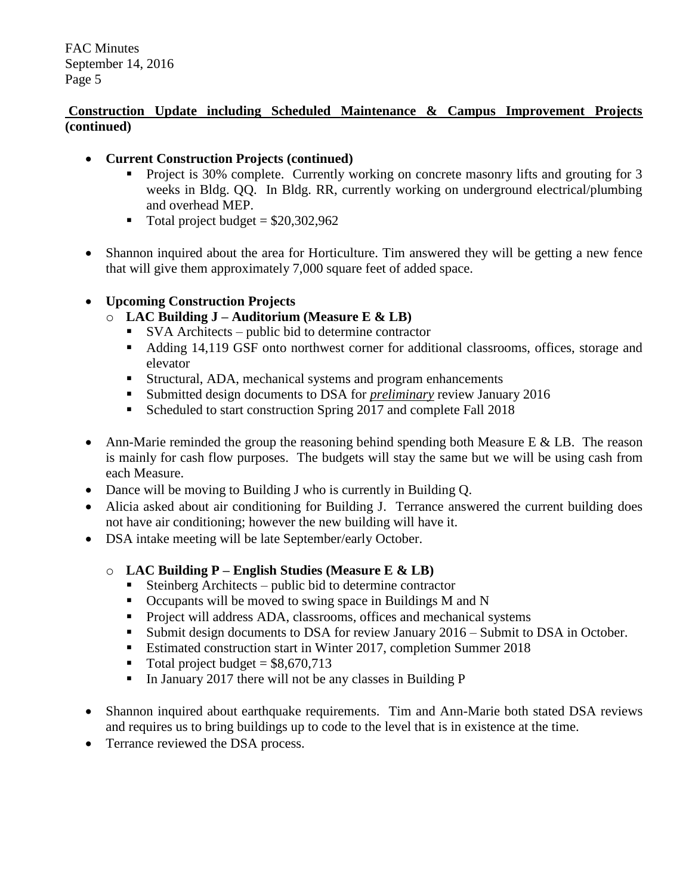**<u>Construction Update including Scheduled Maintenance & Campus Improvement Projects</u> (continued)**

- **Current Construction Projects (continued)**
  - Project is 30% complete. Currently working on concrete masonry lifts and grouting for 3 weeks in Bldg. QQ. In Bldg. RR, currently working on underground electrical/plumbing and overhead MEP.
  - Total project budget = $20,302,962

- Shannon inquired about the area for Horticulture. Tim answered they will be getting a new fence that will give them approximately 7,000 square feet of added space.

- **Upcoming Construction Projects**
  - **LAC Building J – Auditorium (Measure E & LB)**
    - SVA Architects – public bid to determine contractor
    - Adding 14,119 GSF onto northwest corner for additional classrooms, offices, storage and elevator
    - Structural, ADA, mechanical systems and program enhancements
    - Submitted design documents to DSA for ***<u>preliminary</u>*** review January 2016
    - Scheduled to start construction Spring 2017 and complete Fall 2018

- Ann-Marie reminded the group the reasoning behind spending both Measure E & LB. The reason is mainly for cash flow purposes. The budgets will stay the same but we will be using cash from each Measure.
- Dance will be moving to Building J who is currently in Building Q.
- Alicia asked about air conditioning for Building J. Terrance answered the current building does not have air conditioning; however the new building will have it.
- DSA intake meeting will be late September/early October.

  - **LAC Building P – English Studies (Measure E & LB)**
    - Steinberg Architects – public bid to determine contractor
    - Occupants will be moved to swing space in Buildings M and N
    - Project will address ADA, classrooms, offices and mechanical systems
    - Submit design documents to DSA for review January 2016 – Submit to DSA in October.
    - Estimated construction start in Winter 2017, completion Summer 2018
    - Total project budget = $8,670,713
    - In January 2017 there will not be any classes in Building P

- Shannon inquired about earthquake requirements. Tim and Ann-Marie both stated DSA reviews and requires us to bring buildings up to code to the level that is in existence at the time.
- Terrance reviewed the DSA process.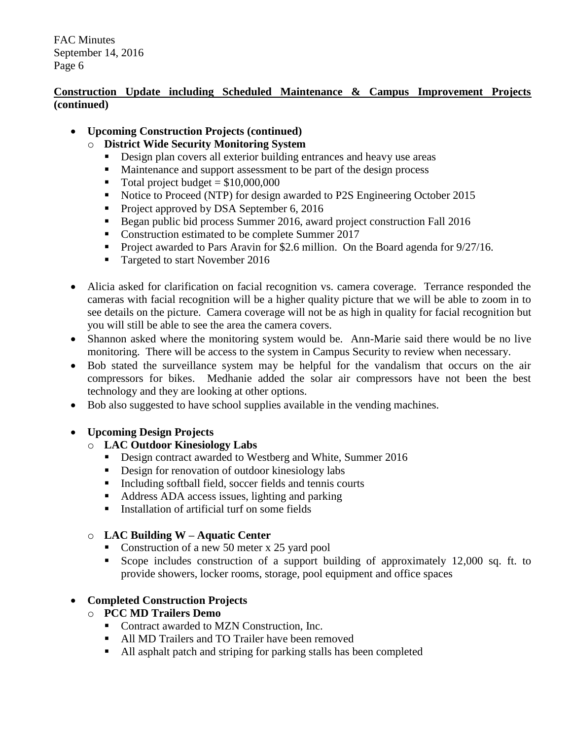**<u>Construction Update including Scheduled Maintenance & Campus Improvement Projects</u> (continued)**

- **Upcoming Construction Projects (continued)**
  - **District Wide Security Monitoring System**
    - Design plan covers all exterior building entrances and heavy use areas
    - Maintenance and support assessment to be part of the design process
    - Total project budget = $10,000,000
    - Notice to Proceed (NTP) for design awarded to P2S Engineering October 2015
    - Project approved by DSA September 6, 2016
    - Began public bid process Summer 2016, award project construction Fall 2016
    - Construction estimated to be complete Summer 2017
    - Project awarded to Pars Aravin for $2.6 million. On the Board agenda for 9/27/16.
    - Targeted to start November 2016

- Alicia asked for clarification on facial recognition vs. camera coverage. Terrance responded the cameras with facial recognition will be a higher quality picture that we will be able to zoom in to see details on the picture. Camera coverage will not be as high in quality for facial recognition but you will still be able to see the area the camera covers.
- Shannon asked where the monitoring system would be. Ann-Marie said there would be no live monitoring. There will be access to the system in Campus Security to review when necessary.
- Bob stated the surveillance system may be helpful for the vandalism that occurs on the air compressors for bikes. Medhanie added the solar air compressors have not been the best technology and they are looking at other options.
- Bob also suggested to have school supplies available in the vending machines.

- **Upcoming Design Projects**
  - **LAC Outdoor Kinesiology Labs**
    - Design contract awarded to Westberg and White, Summer 2016
    - Design for renovation of outdoor kinesiology labs
    - Including softball field, soccer fields and tennis courts
    - Address ADA access issues, lighting and parking
    - Installation of artificial turf on some fields

  - **LAC Building W – Aquatic Center**
    - Construction of a new 50 meter x 25 yard pool
    - Scope includes construction of a support building of approximately 12,000 sq. ft. to provide showers, locker rooms, storage, pool equipment and office spaces

- **Completed Construction Projects**
  - **PCC MD Trailers Demo**
    - Contract awarded to MZN Construction, Inc.
    - All MD Trailers and TO Trailer have been removed
    - All asphalt patch and striping for parking stalls has been completed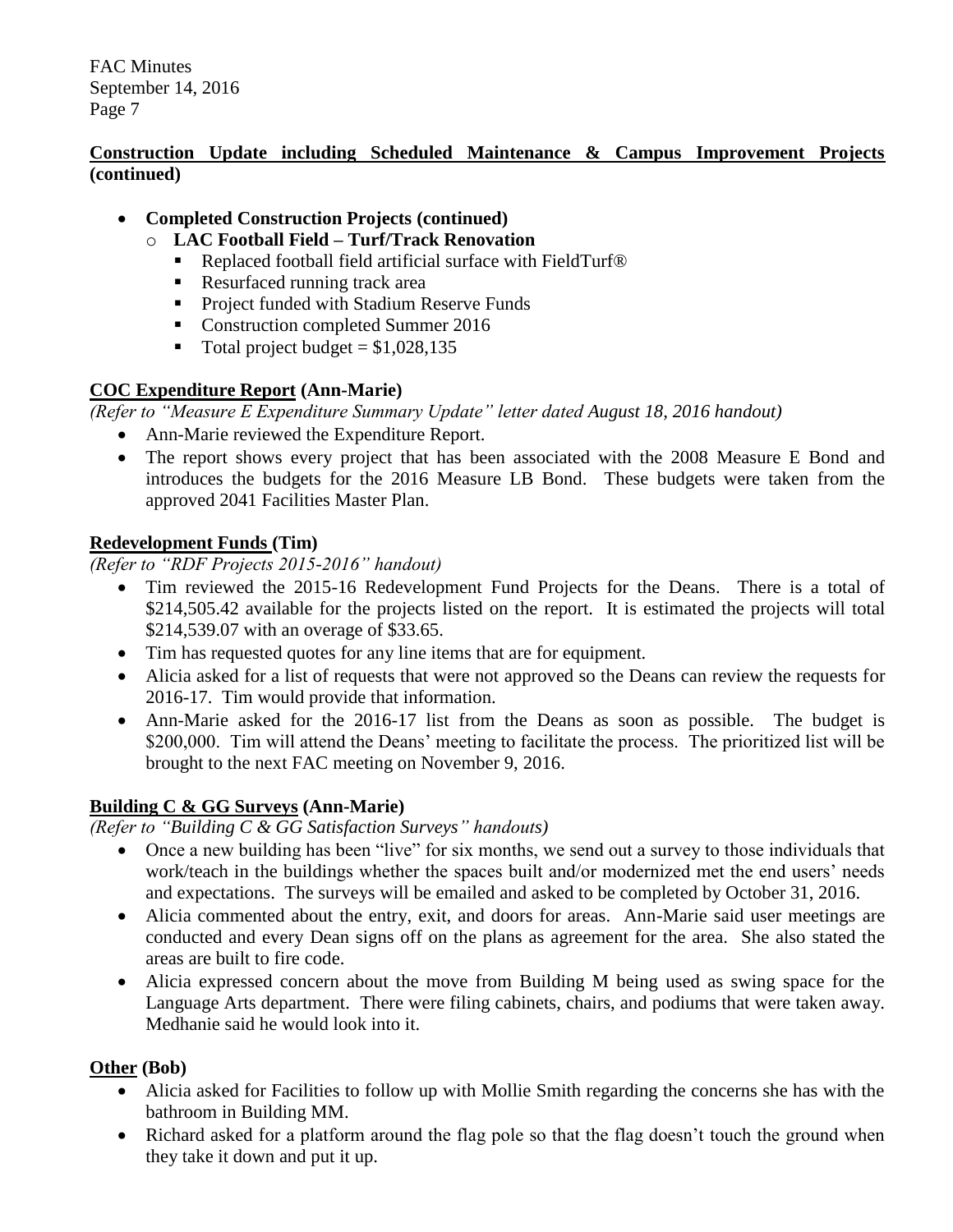**Construction Update including Scheduled Maintenance & Campus Improvement Projects (continued)**

- **Completed Construction Projects (continued)**
  - **LAC Football Field – Turf/Track Renovation**
    - Replaced football field artificial surface with FieldTurf®
    - Resurfaced running track area
    - Project funded with Stadium Reserve Funds
    - Construction completed Summer 2016
    - Total project budget = $1,028,135

**COC Expenditure Report (Ann-Marie)**

*(Refer to "Measure E Expenditure Summary Update" letter dated August 18, 2016 handout)*

- Ann-Marie reviewed the Expenditure Report.
- The report shows every project that has been associated with the 2008 Measure E Bond and introduces the budgets for the 2016 Measure LB Bond. These budgets were taken from the approved 2041 Facilities Master Plan.

**Redevelopment Funds (Tim)**

*(Refer to "RDF Projects 2015-2016" handout)*

- Tim reviewed the 2015-16 Redevelopment Fund Projects for the Deans. There is a total of $214,505.42 available for the projects listed on the report. It is estimated the projects will total $214,539.07 with an overage of $33.65.
- Tim has requested quotes for any line items that are for equipment.
- Alicia asked for a list of requests that were not approved so the Deans can review the requests for 2016-17. Tim would provide that information.
- Ann-Marie asked for the 2016-17 list from the Deans as soon as possible. The budget is $200,000. Tim will attend the Deans' meeting to facilitate the process. The prioritized list will be brought to the next FAC meeting on November 9, 2016.

**Building C & GG Surveys (Ann-Marie)**

*(Refer to "Building C & GG Satisfaction Surveys" handouts)*

- Once a new building has been "live" for six months, we send out a survey to those individuals that work/teach in the buildings whether the spaces built and/or modernized met the end users' needs and expectations. The surveys will be emailed and asked to be completed by October 31, 2016.
- Alicia commented about the entry, exit, and doors for areas. Ann-Marie said user meetings are conducted and every Dean signs off on the plans as agreement for the area. She also stated the areas are built to fire code.
- Alicia expressed concern about the move from Building M being used as swing space for the Language Arts department. There were filing cabinets, chairs, and podiums that were taken away. Medhanie said he would look into it.

**Other (Bob)**

- Alicia asked for Facilities to follow up with Mollie Smith regarding the concerns she has with the bathroom in Building MM.
- Richard asked for a platform around the flag pole so that the flag doesn't touch the ground when they take it down and put it up.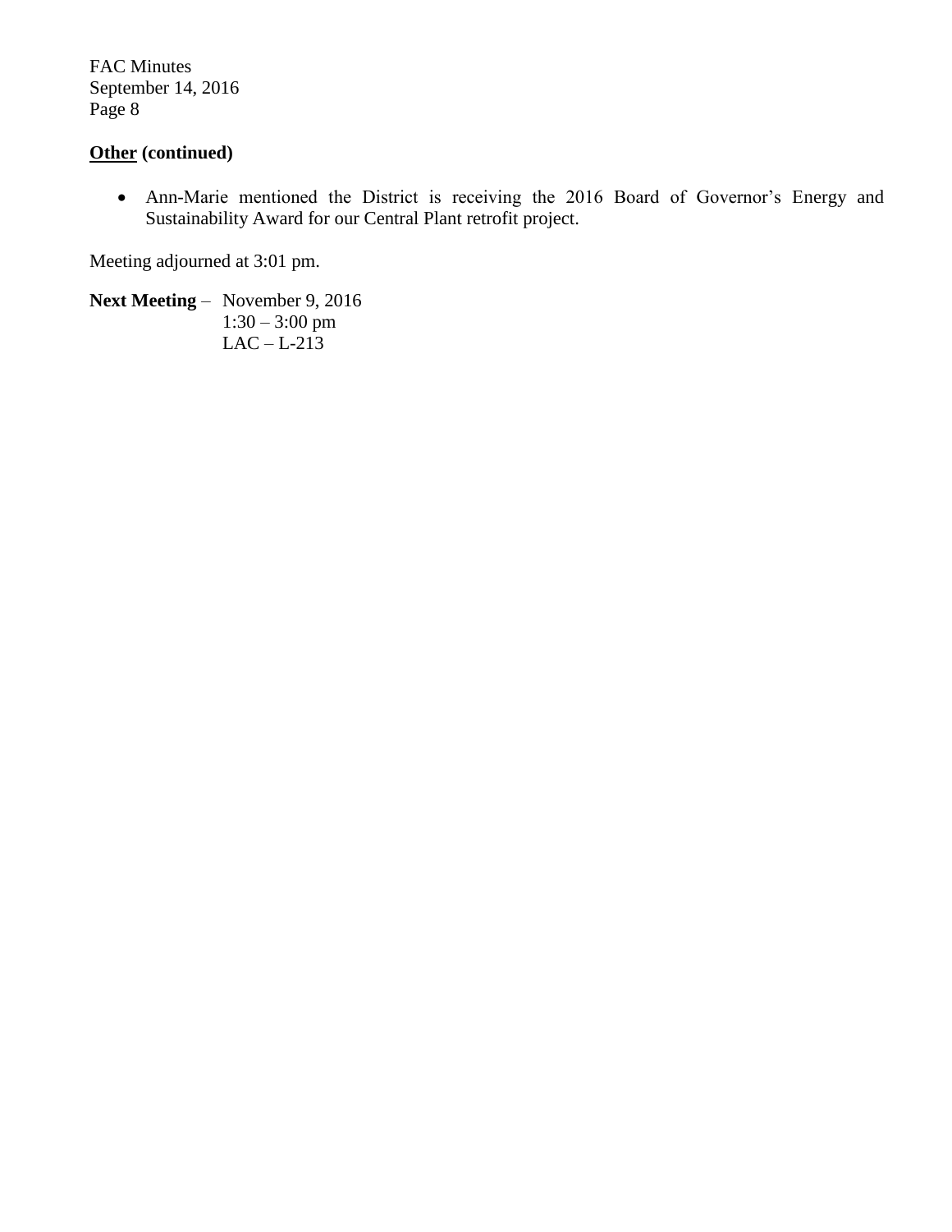**Other (continued)**

- Ann-Marie mentioned the District is receiving the 2016 Board of Governor's Energy and Sustainability Award for our Central Plant retrofit project.

Meeting adjourned at 3:01 pm.

**Next Meeting** – November 9, 2016
1:30 – 3:00 pm
LAC – L-213